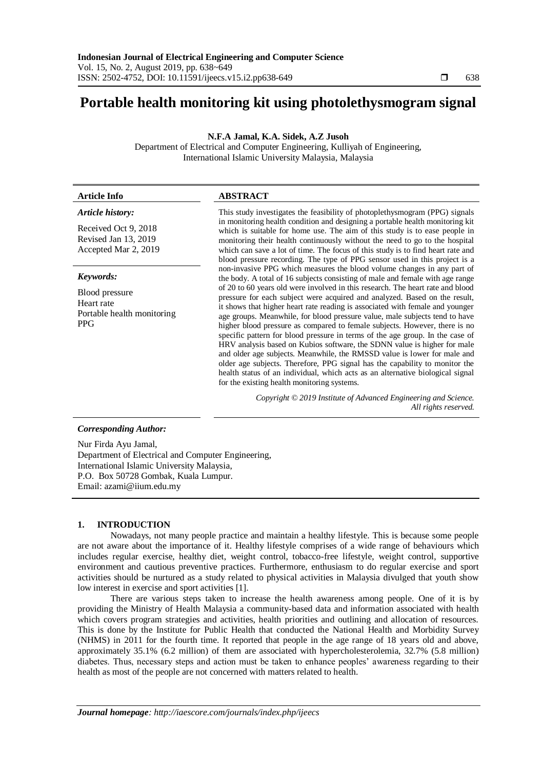# Portable health monitoring kit using photolethysmogram signal

**N.F.A Jamal, K.A. Sidek, A.Z Jusoh**

Department of Electrical and Computer Engineering, Kulliyah of Engineering, International Islamic University Malaysia, Malaysia

| **Article Info** | **ABSTRACT** |
|---|---|
| ***Article history:***<br><br>Received Oct 9, 2018<br>Revised Jan 13, 2019<br>Accepted Mar 2, 2019<br><br>***Keywords:***<br><br>Blood pressure<br>Heart rate<br>Portable health monitoring<br>PPG | This study investigates the feasibility of photoplethysmogram (PPG) signals in monitoring health condition and designing a portable health monitoring kit which is suitable for home use. The aim of this study is to ease people in monitoring their health continuously without the need to go to the hospital which can save a lot of time. The focus of this study is to find heart rate and blood pressure recording. The type of PPG sensor used in this project is a non-invasive PPG which measures the blood volume changes in any part of the body. A total of 16 subjects consisting of male and female with age range of 20 to 60 years old were involved in this research. The heart rate and blood pressure for each subject were acquired and analyzed. Based on the result, it shows that higher heart rate reading is associated with female and younger age groups. Meanwhile, for blood pressure value, male subjects tend to have higher blood pressure as compared to female subjects. However, there is no specific pattern for blood pressure in terms of the age group. In the case of HRV analysis based on Kubios software, the SDNN value is higher for male and older age subjects. Meanwhile, the RMSSD value is lower for male and older age subjects. Therefore, PPG signal has the capability to monitor the health status of an individual, which acts as an alternative biological signal for the existing health monitoring systems.<br><br>*Copyright © 2019 Institute of Advanced Engineering and Science. All rights reserved.* |

***Corresponding Author:***

Nur Firda Ayu Jamal,
Department of Electrical and Computer Engineering,
International Islamic University Malaysia,
P.O. Box 50728 Gombak, Kuala Lumpur.
Email: azami@iium.edu.my

## 1. INTRODUCTION

Nowadays, not many people practice and maintain a healthy lifestyle. This is because some people are not aware about the importance of it. Healthy lifestyle comprises of a wide range of behaviours which includes regular exercise, healthy diet, weight control, tobacco-free lifestyle, weight control, supportive environment and cautious preventive practices. Furthermore, enthusiasm to do regular exercise and sport activities should be nurtured as a study related to physical activities in Malaysia divulged that youth show low interest in exercise and sport activities [1].

There are various steps taken to increase the health awareness among people. One of it is by providing the Ministry of Health Malaysia a community-based data and information associated with health which covers program strategies and activities, health priorities and outlining and allocation of resources. This is done by the Institute for Public Health that conducted the National Health and Morbidity Survey (NHMS) in 2011 for the fourth time. It reported that people in the age range of 18 years old and above, approximately 35.1% (6.2 million) of them are associated with hypercholesterolemia, 32.7% (5.8 million) diabetes. Thus, necessary steps and action must be taken to enhance peoples' awareness regarding to their health as most of the people are not concerned with matters related to health.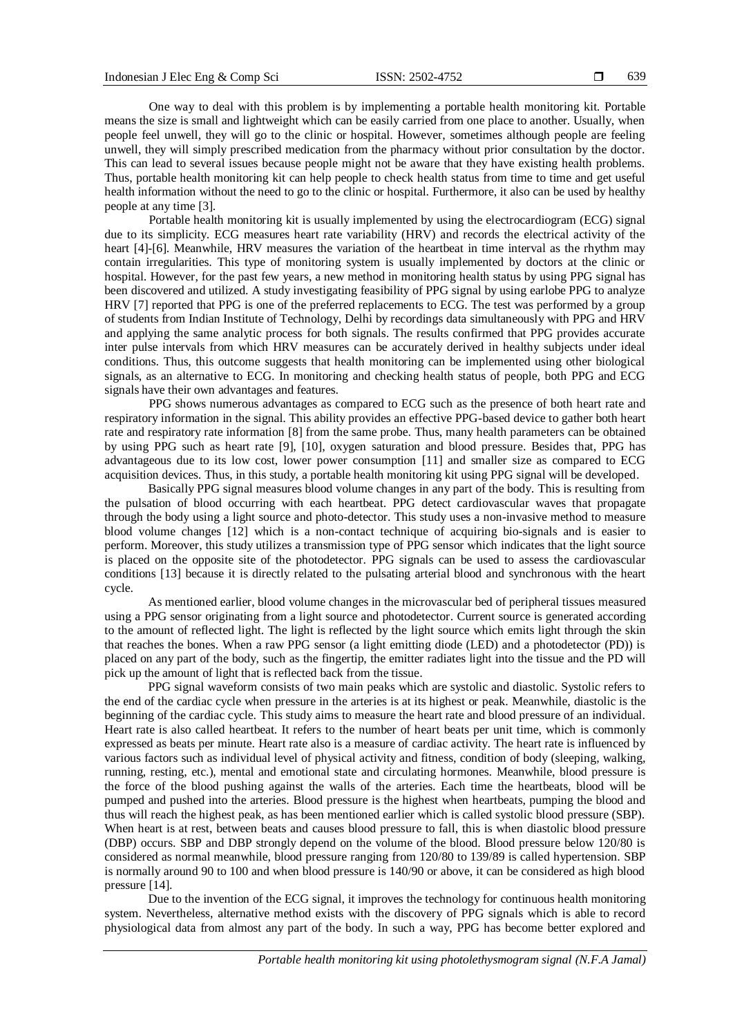One way to deal with this problem is by implementing a portable health monitoring kit. Portable means the size is small and lightweight which can be easily carried from one place to another. Usually, when people feel unwell, they will go to the clinic or hospital. However, sometimes although people are feeling unwell, they will simply prescribed medication from the pharmacy without prior consultation by the doctor. This can lead to several issues because people might not be aware that they have existing health problems. Thus, portable health monitoring kit can help people to check health status from time to time and get useful health information without the need to go to the clinic or hospital. Furthermore, it also can be used by healthy people at any time [3].

Portable health monitoring kit is usually implemented by using the electrocardiogram (ECG) signal due to its simplicity. ECG measures heart rate variability (HRV) and records the electrical activity of the heart [4]-[6]. Meanwhile, HRV measures the variation of the heartbeat in time interval as the rhythm may contain irregularities. This type of monitoring system is usually implemented by doctors at the clinic or hospital. However, for the past few years, a new method in monitoring health status by using PPG signal has been discovered and utilized. A study investigating feasibility of PPG signal by using earlobe PPG to analyze HRV [7] reported that PPG is one of the preferred replacements to ECG. The test was performed by a group of students from Indian Institute of Technology, Delhi by recordings data simultaneously with PPG and HRV and applying the same analytic process for both signals. The results confirmed that PPG provides accurate inter pulse intervals from which HRV measures can be accurately derived in healthy subjects under ideal conditions. Thus, this outcome suggests that health monitoring can be implemented using other biological signals, as an alternative to ECG. In monitoring and checking health status of people, both PPG and ECG signals have their own advantages and features.

PPG shows numerous advantages as compared to ECG such as the presence of both heart rate and respiratory information in the signal. This ability provides an effective PPG-based device to gather both heart rate and respiratory rate information [8] from the same probe. Thus, many health parameters can be obtained by using PPG such as heart rate [9], [10], oxygen saturation and blood pressure. Besides that, PPG has advantageous due to its low cost, lower power consumption [11] and smaller size as compared to ECG acquisition devices. Thus, in this study, a portable health monitoring kit using PPG signal will be developed.

Basically PPG signal measures blood volume changes in any part of the body. This is resulting from the pulsation of blood occurring with each heartbeat. PPG detect cardiovascular waves that propagate through the body using a light source and photo-detector. This study uses a non-invasive method to measure blood volume changes [12] which is a non-contact technique of acquiring bio-signals and is easier to perform. Moreover, this study utilizes a transmission type of PPG sensor which indicates that the light source is placed on the opposite site of the photodetector. PPG signals can be used to assess the cardiovascular conditions [13] because it is directly related to the pulsating arterial blood and synchronous with the heart cycle.

As mentioned earlier, blood volume changes in the microvascular bed of peripheral tissues measured using a PPG sensor originating from a light source and photodetector. Current source is generated according to the amount of reflected light. The light is reflected by the light source which emits light through the skin that reaches the bones. When a raw PPG sensor (a light emitting diode (LED) and a photodetector (PD)) is placed on any part of the body, such as the fingertip, the emitter radiates light into the tissue and the PD will pick up the amount of light that is reflected back from the tissue.

PPG signal waveform consists of two main peaks which are systolic and diastolic. Systolic refers to the end of the cardiac cycle when pressure in the arteries is at its highest or peak. Meanwhile, diastolic is the beginning of the cardiac cycle. This study aims to measure the heart rate and blood pressure of an individual. Heart rate is also called heartbeat. It refers to the number of heart beats per unit time, which is commonly expressed as beats per minute. Heart rate also is a measure of cardiac activity. The heart rate is influenced by various factors such as individual level of physical activity and fitness, condition of body (sleeping, walking, running, resting, etc.), mental and emotional state and circulating hormones. Meanwhile, blood pressure is the force of the blood pushing against the walls of the arteries. Each time the heartbeats, blood will be pumped and pushed into the arteries. Blood pressure is the highest when heartbeats, pumping the blood and thus will reach the highest peak, as has been mentioned earlier which is called systolic blood pressure (SBP). When heart is at rest, between beats and causes blood pressure to fall, this is when diastolic blood pressure (DBP) occurs. SBP and DBP strongly depend on the volume of the blood. Blood pressure below 120/80 is considered as normal meanwhile, blood pressure ranging from 120/80 to 139/89 is called hypertension. SBP is normally around 90 to 100 and when blood pressure is 140/90 or above, it can be considered as high blood pressure [14].

Due to the invention of the ECG signal, it improves the technology for continuous health monitoring system. Nevertheless, alternative method exists with the discovery of PPG signals which is able to record physiological data from almost any part of the body. In such a way, PPG has become better explored and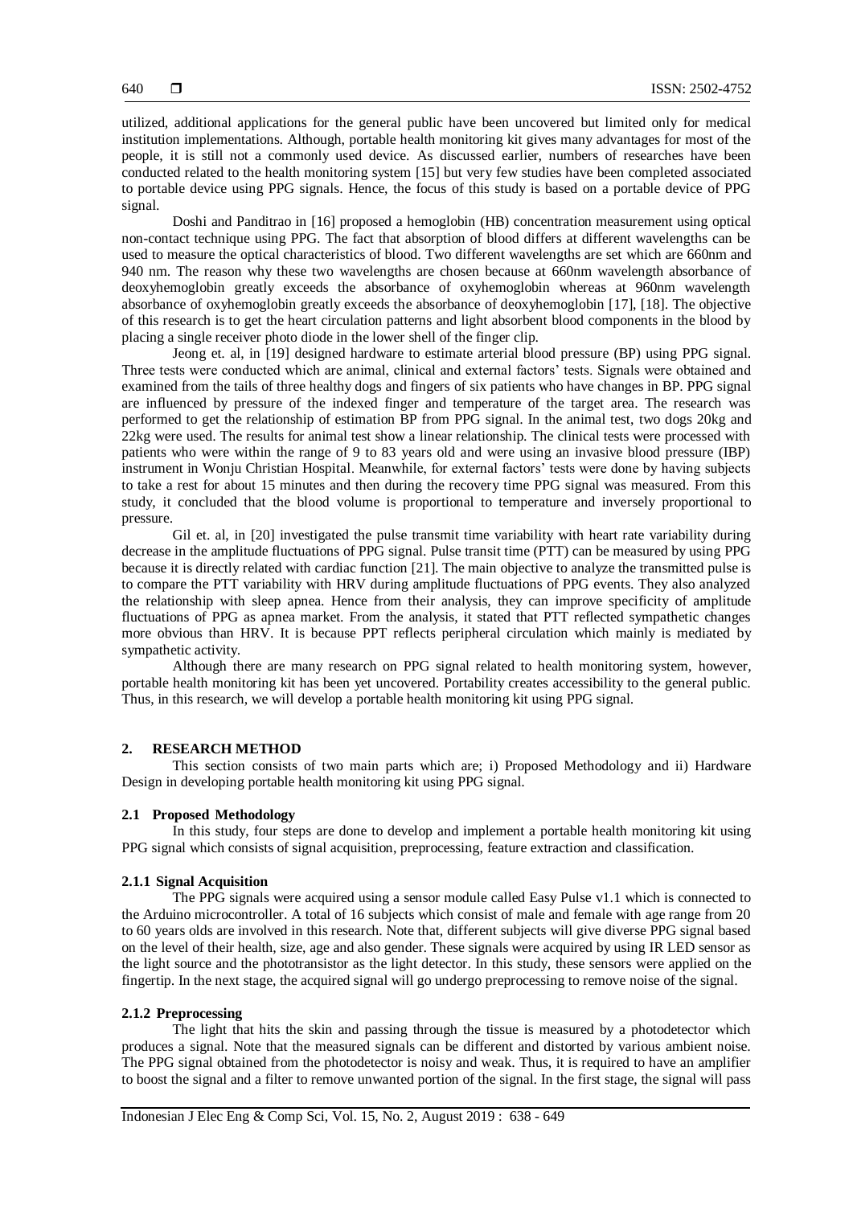utilized, additional applications for the general public have been uncovered but limited only for medical institution implementations. Although, portable health monitoring kit gives many advantages for most of the people, it is still not a commonly used device. As discussed earlier, numbers of researches have been conducted related to the health monitoring system [15] but very few studies have been completed associated to portable device using PPG signals. Hence, the focus of this study is based on a portable device of PPG signal.

Doshi and Panditrao in [16] proposed a hemoglobin (HB) concentration measurement using optical non-contact technique using PPG. The fact that absorption of blood differs at different wavelengths can be used to measure the optical characteristics of blood. Two different wavelengths are set which are 660nm and 940 nm. The reason why these two wavelengths are chosen because at 660nm wavelength absorbance of deoxyhemoglobin greatly exceeds the absorbance of oxyhemoglobin whereas at 960nm wavelength absorbance of oxyhemoglobin greatly exceeds the absorbance of deoxyhemoglobin [17], [18]. The objective of this research is to get the heart circulation patterns and light absorbent blood components in the blood by placing a single receiver photo diode in the lower shell of the finger clip.

Jeong et. al, in [19] designed hardware to estimate arterial blood pressure (BP) using PPG signal. Three tests were conducted which are animal, clinical and external factors' tests. Signals were obtained and examined from the tails of three healthy dogs and fingers of six patients who have changes in BP. PPG signal are influenced by pressure of the indexed finger and temperature of the target area. The research was performed to get the relationship of estimation BP from PPG signal. In the animal test, two dogs 20kg and 22kg were used. The results for animal test show a linear relationship. The clinical tests were processed with patients who were within the range of 9 to 83 years old and were using an invasive blood pressure (IBP) instrument in Wonju Christian Hospital. Meanwhile, for external factors' tests were done by having subjects to take a rest for about 15 minutes and then during the recovery time PPG signal was measured. From this study, it concluded that the blood volume is proportional to temperature and inversely proportional to pressure.

Gil et. al, in [20] investigated the pulse transmit time variability with heart rate variability during decrease in the amplitude fluctuations of PPG signal. Pulse transit time (PTT) can be measured by using PPG because it is directly related with cardiac function [21]. The main objective to analyze the transmitted pulse is to compare the PTT variability with HRV during amplitude fluctuations of PPG events. They also analyzed the relationship with sleep apnea. Hence from their analysis, they can improve specificity of amplitude fluctuations of PPG as apnea market. From the analysis, it stated that PTT reflected sympathetic changes more obvious than HRV. It is because PPT reflects peripheral circulation which mainly is mediated by sympathetic activity.

Although there are many research on PPG signal related to health monitoring system, however, portable health monitoring kit has been yet uncovered. Portability creates accessibility to the general public. Thus, in this research, we will develop a portable health monitoring kit using PPG signal.

## 2. RESEARCH METHOD

This section consists of two main parts which are; i) Proposed Methodology and ii) Hardware Design in developing portable health monitoring kit using PPG signal.

### 2.1 Proposed Methodology

In this study, four steps are done to develop and implement a portable health monitoring kit using PPG signal which consists of signal acquisition, preprocessing, feature extraction and classification.

#### 2.1.1 Signal Acquisition

The PPG signals were acquired using a sensor module called Easy Pulse v1.1 which is connected to the Arduino microcontroller. A total of 16 subjects which consist of male and female with age range from 20 to 60 years olds are involved in this research. Note that, different subjects will give diverse PPG signal based on the level of their health, size, age and also gender. These signals were acquired by using IR LED sensor as the light source and the phototransistor as the light detector. In this study, these sensors were applied on the fingertip. In the next stage, the acquired signal will go undergo preprocessing to remove noise of the signal.

#### 2.1.2 Preprocessing

The light that hits the skin and passing through the tissue is measured by a photodetector which produces a signal. Note that the measured signals can be different and distorted by various ambient noise. The PPG signal obtained from the photodetector is noisy and weak. Thus, it is required to have an amplifier to boost the signal and a filter to remove unwanted portion of the signal. In the first stage, the signal will pass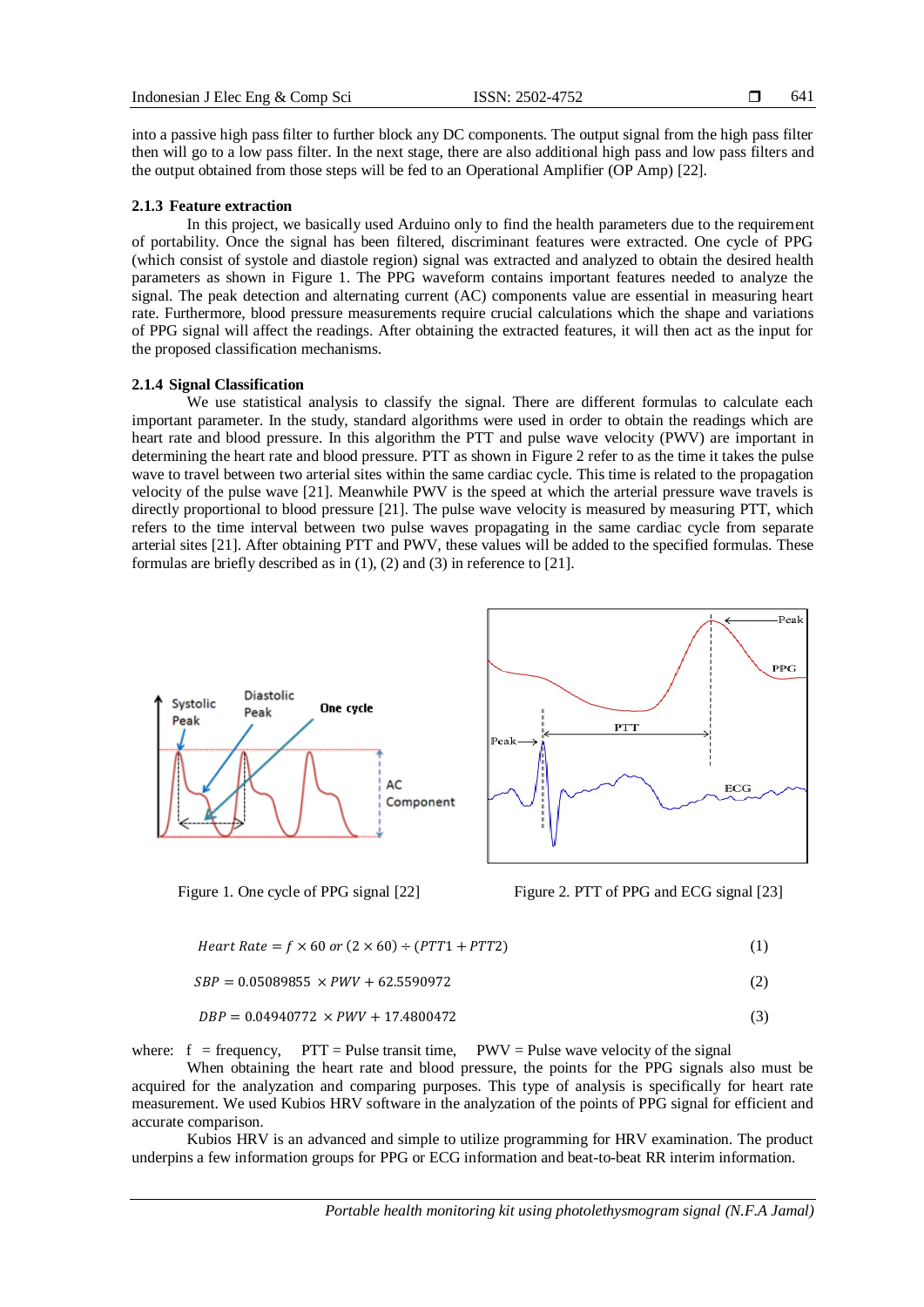into a passive high pass filter to further block any DC components. The output signal from the high pass filter then will go to a low pass filter. In the next stage, there are also additional high pass and low pass filters and the output obtained from those steps will be fed to an Operational Amplifier (OP Amp) [22].

### 2.1.3 Feature extraction

In this project, we basically used Arduino only to find the health parameters due to the requirement of portability. Once the signal has been filtered, discriminant features were extracted. One cycle of PPG (which consist of systole and diastole region) signal was extracted and analyzed to obtain the desired health parameters as shown in Figure 1. The PPG waveform contains important features needed to analyze the signal. The peak detection and alternating current (AC) components value are essential in measuring heart rate. Furthermore, blood pressure measurements require crucial calculations which the shape and variations of PPG signal will affect the readings. After obtaining the extracted features, it will then act as the input for the proposed classification mechanisms.

### 2.1.4 Signal Classification

We use statistical analysis to classify the signal. There are different formulas to calculate each important parameter. In the study, standard algorithms were used in order to obtain the readings which are heart rate and blood pressure. In this algorithm the PTT and pulse wave velocity (PWV) are important in determining the heart rate and blood pressure. PTT as shown in Figure 2 refer to as the time it takes the pulse wave to travel between two arterial sites within the same cardiac cycle. This time is related to the propagation velocity of the pulse wave [21]. Meanwhile PWV is the speed at which the arterial pressure wave travels is directly proportional to blood pressure [21]. The pulse wave velocity is measured by measuring PTT, which refers to the time interval between two pulse waves propagating in the same cardiac cycle from separate arterial sites [21]. After obtaining PTT and PWV, these values will be added to the specified formulas. These formulas are briefly described as in (1), (2) and (3) in reference to [21].

Figure 1. One cycle of PPG signal [22]

Figure 2. PTT of PPG and ECG signal [23]

$$Heart\ Rate = f \times 60\ or\ (2 \times 60) \div (PTT1 + PTT2) \tag{1}$$

$$SBP = 0.05089855 \times PWV + 62.5590972 \tag{2}$$

$$DBP = 0.04940772 \times PWV + 17.4800472 \tag{3}$$

where: f = frequency, PTT = Pulse transit time, PWV = Pulse wave velocity of the signal

When obtaining the heart rate and blood pressure, the points for the PPG signals also must be acquired for the analyzation and comparing purposes. This type of analysis is specifically for heart rate measurement. We used Kubios HRV software in the analyzation of the points of PPG signal for efficient and accurate comparison.

Kubios HRV is an advanced and simple to utilize programming for HRV examination. The product underpins a few information groups for PPG or ECG information and beat-to-beat RR interim information.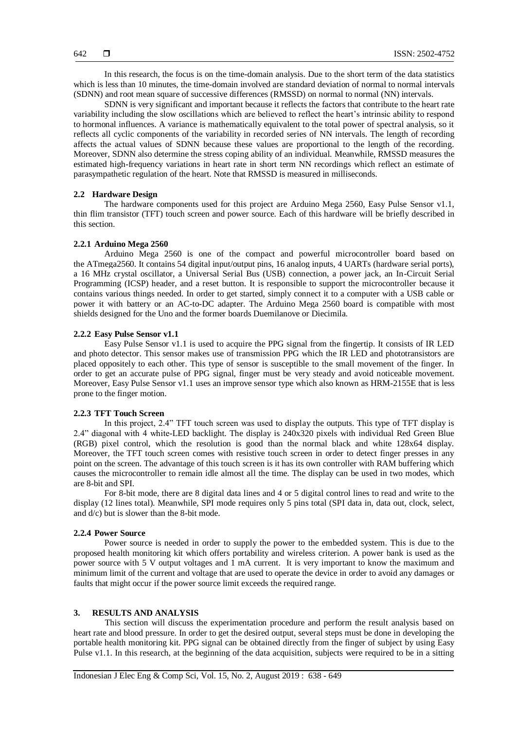In this research, the focus is on the time-domain analysis. Due to the short term of the data statistics which is less than 10 minutes, the time-domain involved are standard deviation of normal to normal intervals (SDNN) and root mean square of successive differences (RMSSD) on normal to normal (NN) intervals.

SDNN is very significant and important because it reflects the factors that contribute to the heart rate variability including the slow oscillations which are believed to reflect the heart's intrinsic ability to respond to hormonal influences. A variance is mathematically equivalent to the total power of spectral analysis, so it reflects all cyclic components of the variability in recorded series of NN intervals. The length of recording affects the actual values of SDNN because these values are proportional to the length of the recording. Moreover, SDNN also determine the stress coping ability of an individual. Meanwhile, RMSSD measures the estimated high-frequency variations in heart rate in short term NN recordings which reflect an estimate of parasympathetic regulation of the heart. Note that RMSSD is measured in milliseconds.

### 2.2 Hardware Design

The hardware components used for this project are Arduino Mega 2560, Easy Pulse Sensor v1.1, thin flim transistor (TFT) touch screen and power source. Each of this hardware will be briefly described in this section.

#### 2.2.1 Arduino Mega 2560

Arduino Mega 2560 is one of the compact and powerful microcontroller board based on the ATmega2560. It contains 54 digital input/output pins, 16 analog inputs, 4 UARTs (hardware serial ports), a 16 MHz crystal oscillator, a Universal Serial Bus (USB) connection, a power jack, an In-Circuit Serial Programming (ICSP) header, and a reset button. It is responsible to support the microcontroller because it contains various things needed. In order to get started, simply connect it to a computer with a USB cable or power it with battery or an AC-to-DC adapter. The Arduino Mega 2560 board is compatible with most shields designed for the Uno and the former boards Duemilanove or Diecimila.

#### 2.2.2 Easy Pulse Sensor v1.1

Easy Pulse Sensor v1.1 is used to acquire the PPG signal from the fingertip. It consists of IR LED and photo detector. This sensor makes use of transmission PPG which the IR LED and phototransistors are placed oppositely to each other. This type of sensor is susceptible to the small movement of the finger. In order to get an accurate pulse of PPG signal, finger must be very steady and avoid noticeable movement. Moreover, Easy Pulse Sensor v1.1 uses an improve sensor type which also known as HRM-2155E that is less prone to the finger motion.

#### 2.2.3 TFT Touch Screen

In this project, 2.4" TFT touch screen was used to display the outputs. This type of TFT display is 2.4" diagonal with 4 white-LED backlight. The display is 240x320 pixels with individual Red Green Blue (RGB) pixel control, which the resolution is good than the normal black and white 128x64 display. Moreover, the TFT touch screen comes with resistive touch screen in order to detect finger presses in any point on the screen. The advantage of this touch screen is it has its own controller with RAM buffering which causes the microcontroller to remain idle almost all the time. The display can be used in two modes, which are 8-bit and SPI.

For 8-bit mode, there are 8 digital data lines and 4 or 5 digital control lines to read and write to the display (12 lines total). Meanwhile, SPI mode requires only 5 pins total (SPI data in, data out, clock, select, and d/c) but is slower than the 8-bit mode.

#### 2.2.4 Power Source

Power source is needed in order to supply the power to the embedded system. This is due to the proposed health monitoring kit which offers portability and wireless criterion. A power bank is used as the power source with 5 V output voltages and 1 mA current. It is very important to know the maximum and minimum limit of the current and voltage that are used to operate the device in order to avoid any damages or faults that might occur if the power source limit exceeds the required range.

## 3. RESULTS AND ANALYSIS

This section will discuss the experimentation procedure and perform the result analysis based on heart rate and blood pressure. In order to get the desired output, several steps must be done in developing the portable health monitoring kit. PPG signal can be obtained directly from the finger of subject by using Easy Pulse v1.1. In this research, at the beginning of the data acquisition, subjects were required to be in a sitting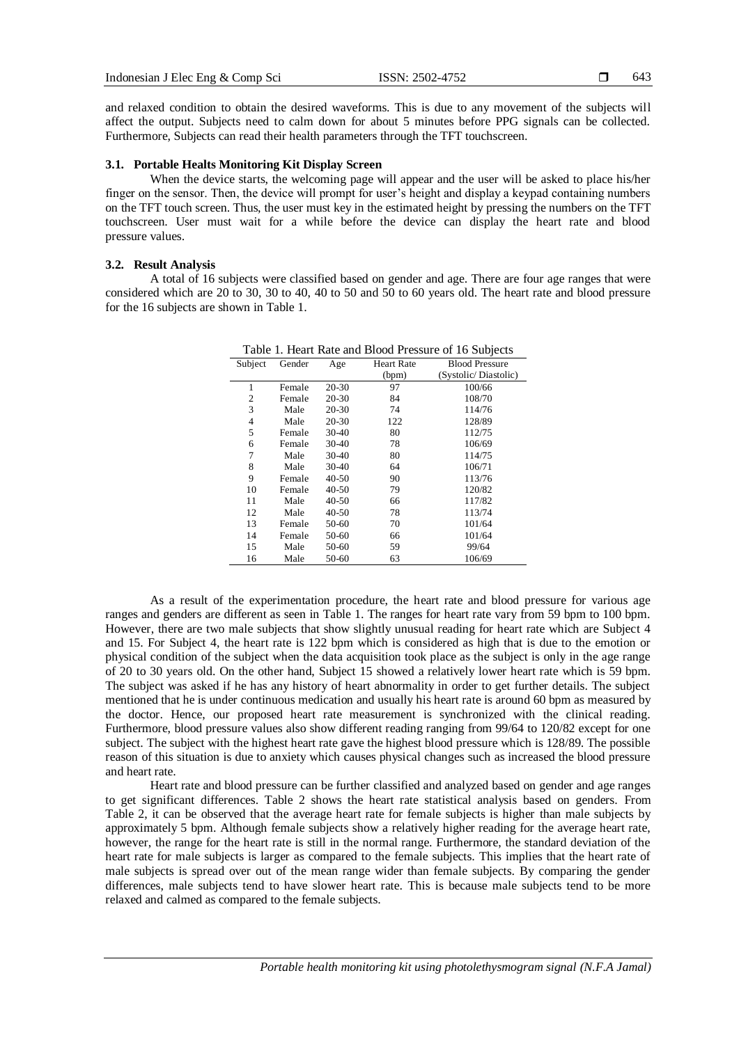and relaxed condition to obtain the desired waveforms. This is due to any movement of the subjects will affect the output. Subjects need to calm down for about 5 minutes before PPG signals can be collected. Furthermore, Subjects can read their health parameters through the TFT touchscreen.

### 3.1. Portable Healts Monitoring Kit Display Screen

When the device starts, the welcoming page will appear and the user will be asked to place his/her finger on the sensor. Then, the device will prompt for user's height and display a keypad containing numbers on the TFT touch screen. Thus, the user must key in the estimated height by pressing the numbers on the TFT touchscreen. User must wait for a while before the device can display the heart rate and blood pressure values.

### 3.2. Result Analysis

A total of 16 subjects were classified based on gender and age. There are four age ranges that were considered which are 20 to 30, 30 to 40, 40 to 50 and 50 to 60 years old. The heart rate and blood pressure for the 16 subjects are shown in Table 1.

Table 1. Heart Rate and Blood Pressure of 16 Subjects

| Subject | Gender | Age | Heart Rate (bpm) | Blood Pressure (Systolic/ Diastolic) |
|---|---|---|---|---|
| 1 | Female | 20-30 | 97 | 100/66 |
| 2 | Female | 20-30 | 84 | 108/70 |
| 3 | Male | 20-30 | 74 | 114/76 |
| 4 | Male | 20-30 | 122 | 128/89 |
| 5 | Female | 30-40 | 80 | 112/75 |
| 6 | Female | 30-40 | 78 | 106/69 |
| 7 | Male | 30-40 | 80 | 114/75 |
| 8 | Male | 30-40 | 64 | 106/71 |
| 9 | Female | 40-50 | 90 | 113/76 |
| 10 | Female | 40-50 | 79 | 120/82 |
| 11 | Male | 40-50 | 66 | 117/82 |
| 12 | Male | 40-50 | 78 | 113/74 |
| 13 | Female | 50-60 | 70 | 101/64 |
| 14 | Female | 50-60 | 66 | 101/64 |
| 15 | Male | 50-60 | 59 | 99/64 |
| 16 | Male | 50-60 | 63 | 106/69 |

As a result of the experimentation procedure, the heart rate and blood pressure for various age ranges and genders are different as seen in Table 1. The ranges for heart rate vary from 59 bpm to 100 bpm. However, there are two male subjects that show slightly unusual reading for heart rate which are Subject 4 and 15. For Subject 4, the heart rate is 122 bpm which is considered as high that is due to the emotion or physical condition of the subject when the data acquisition took place as the subject is only in the age range of 20 to 30 years old. On the other hand, Subject 15 showed a relatively lower heart rate which is 59 bpm. The subject was asked if he has any history of heart abnormality in order to get further details. The subject mentioned that he is under continuous medication and usually his heart rate is around 60 bpm as measured by the doctor. Hence, our proposed heart rate measurement is synchronized with the clinical reading. Furthermore, blood pressure values also show different reading ranging from 99/64 to 120/82 except for one subject. The subject with the highest heart rate gave the highest blood pressure which is 128/89. The possible reason of this situation is due to anxiety which causes physical changes such as increased the blood pressure and heart rate.

Heart rate and blood pressure can be further classified and analyzed based on gender and age ranges to get significant differences. Table 2 shows the heart rate statistical analysis based on genders. From Table 2, it can be observed that the average heart rate for female subjects is higher than male subjects by approximately 5 bpm. Although female subjects show a relatively higher reading for the average heart rate, however, the range for the heart rate is still in the normal range. Furthermore, the standard deviation of the heart rate for male subjects is larger as compared to the female subjects. This implies that the heart rate of male subjects is spread over out of the mean range wider than female subjects. By comparing the gender differences, male subjects tend to have slower heart rate. This is because male subjects tend to be more relaxed and calmed as compared to the female subjects.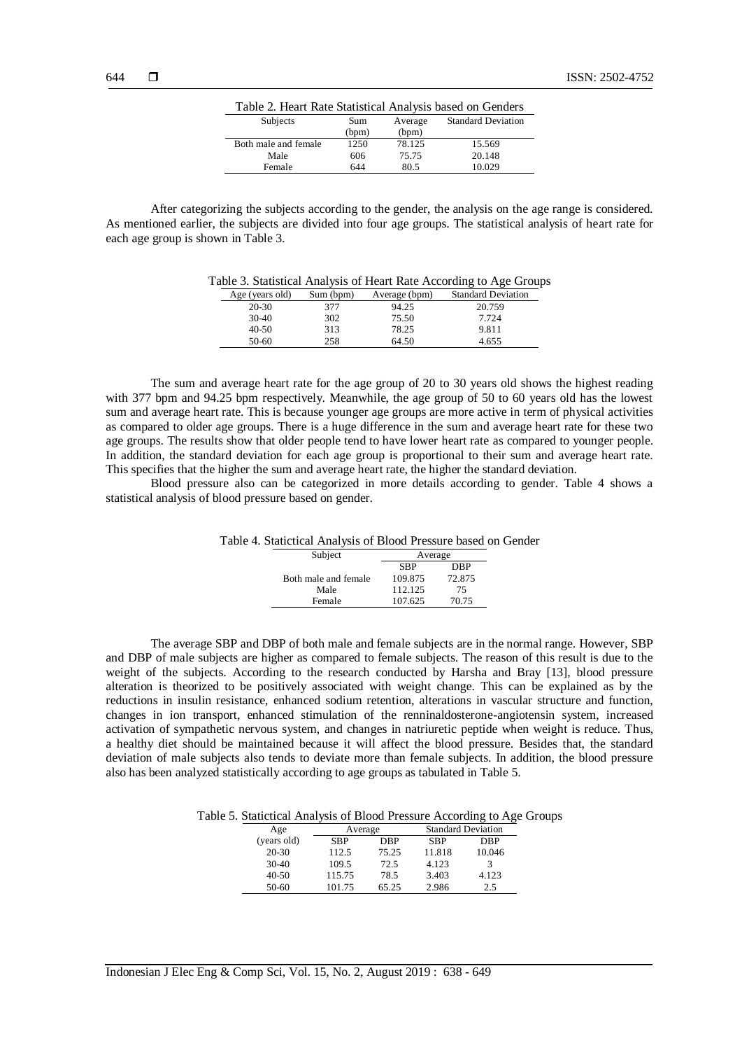Table 2. Heart Rate Statistical Analysis based on Genders

| Subjects | Sum (bpm) | Average (bpm) | Standard Deviation |
|---|---|---|---|
| Both male and female | 1250 | 78.125 | 15.569 |
| Male | 606 | 75.75 | 20.148 |
| Female | 644 | 80.5 | 10.029 |

After categorizing the subjects according to the gender, the analysis on the age range is considered. As mentioned earlier, the subjects are divided into four age groups. The statistical analysis of heart rate for each age group is shown in Table 3.

Table 3. Statistical Analysis of Heart Rate According to Age Groups

| Age (years old) | Sum (bpm) | Average (bpm) | Standard Deviation |
|---|---|---|---|
| 20-30 | 377 | 94.25 | 20.759 |
| 30-40 | 302 | 75.50 | 7.724 |
| 40-50 | 313 | 78.25 | 9.811 |
| 50-60 | 258 | 64.50 | 4.655 |

The sum and average heart rate for the age group of 20 to 30 years old shows the highest reading with 377 bpm and 94.25 bpm respectively. Meanwhile, the age group of 50 to 60 years old has the lowest sum and average heart rate. This is because younger age groups are more active in term of physical activities as compared to older age groups. There is a huge difference in the sum and average heart rate for these two age groups. The results show that older people tend to have lower heart rate as compared to younger people. In addition, the standard deviation for each age group is proportional to their sum and average heart rate. This specifies that the higher the sum and average heart rate, the higher the standard deviation.

Blood pressure also can be categorized in more details according to gender. Table 4 shows a statistical analysis of blood pressure based on gender.

Table 4. Statictical Analysis of Blood Pressure based on Gender

| Subject | Average | |
|---|---|---|
| | SBP | DBP |
| Both male and female | 109.875 | 72.875 |
| Male | 112.125 | 75 |
| Female | 107.625 | 70.75 |

The average SBP and DBP of both male and female subjects are in the normal range. However, SBP and DBP of male subjects are higher as compared to female subjects. The reason of this result is due to the weight of the subjects. According to the research conducted by Harsha and Bray [13], blood pressure alteration is theorized to be positively associated with weight change. This can be explained as by the reductions in insulin resistance, enhanced sodium retention, alterations in vascular structure and function, changes in ion transport, enhanced stimulation of the renninaldosterone-angiotensin system, increased activation of sympathetic nervous system, and changes in natriuretic peptide when weight is reduce. Thus, a healthy diet should be maintained because it will affect the blood pressure. Besides that, the standard deviation of male subjects also tends to deviate more than female subjects. In addition, the blood pressure also has been analyzed statistically according to age groups as tabulated in Table 5.

Table 5. Statictical Analysis of Blood Pressure According to Age Groups

| Age (years old) | Average | | Standard Deviation | |
|---|---|---|---|---|
| | SBP | DBP | SBP | DBP |
| 20-30 | 112.5 | 75.25 | 11.818 | 10.046 |
| 30-40 | 109.5 | 72.5 | 4.123 | 3 |
| 40-50 | 115.75 | 78.5 | 3.403 | 4.123 |
| 50-60 | 101.75 | 65.25 | 2.986 | 2.5 |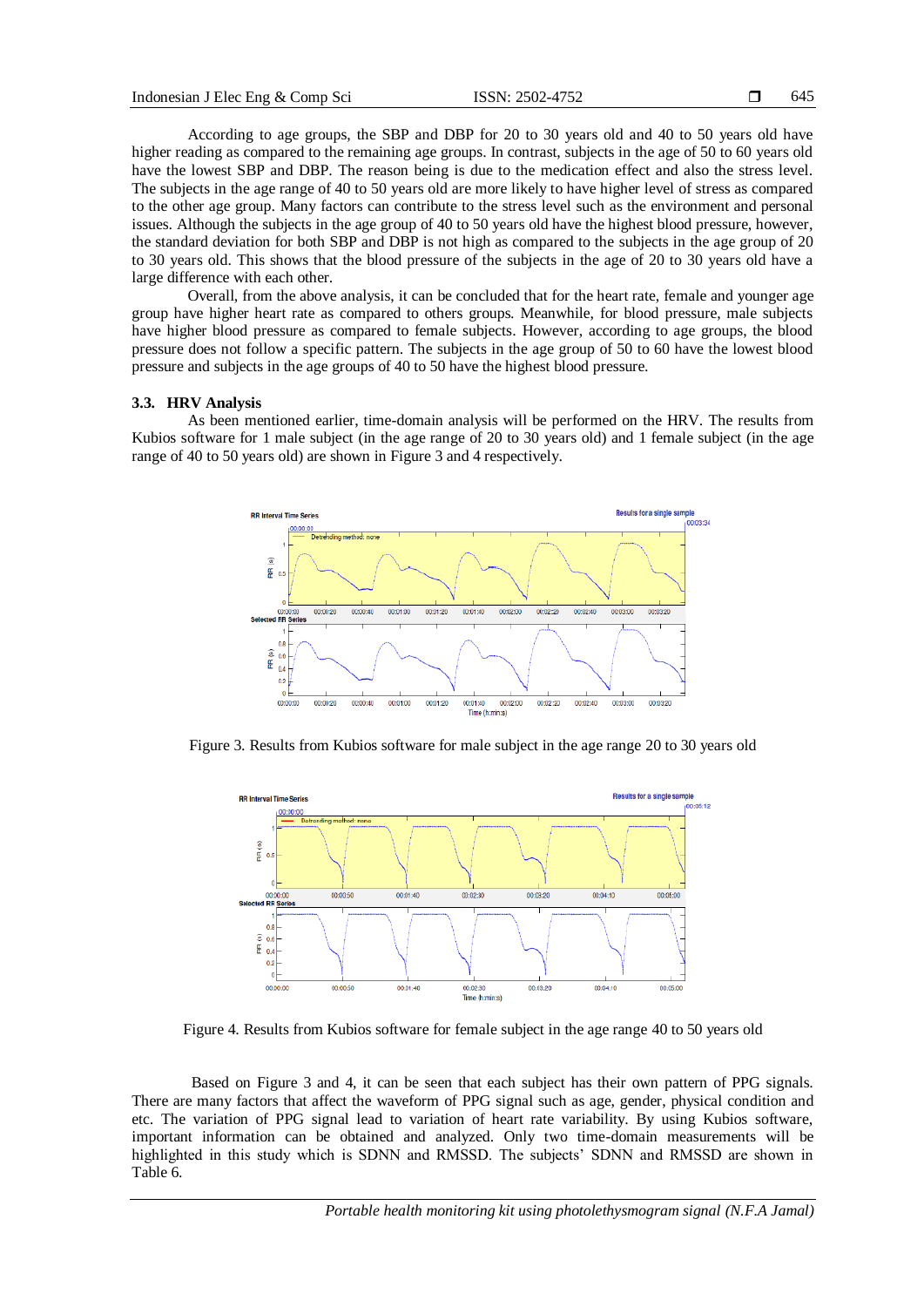According to age groups, the SBP and DBP for 20 to 30 years old and 40 to 50 years old have higher reading as compared to the remaining age groups. In contrast, subjects in the age of 50 to 60 years old have the lowest SBP and DBP. The reason being is due to the medication effect and also the stress level. The subjects in the age range of 40 to 50 years old are more likely to have higher level of stress as compared to the other age group. Many factors can contribute to the stress level such as the environment and personal issues. Although the subjects in the age group of 40 to 50 years old have the highest blood pressure, however, the standard deviation for both SBP and DBP is not high as compared to the subjects in the age group of 20 to 30 years old. This shows that the blood pressure of the subjects in the age of 20 to 30 years old have a large difference with each other.

Overall, from the above analysis, it can be concluded that for the heart rate, female and younger age group have higher heart rate as compared to others groups. Meanwhile, for blood pressure, male subjects have higher blood pressure as compared to female subjects. However, according to age groups, the blood pressure does not follow a specific pattern. The subjects in the age group of 50 to 60 have the lowest blood pressure and subjects in the age groups of 40 to 50 have the highest blood pressure.

### 3.3. HRV Analysis

As been mentioned earlier, time-domain analysis will be performed on the HRV. The results from Kubios software for 1 male subject (in the age range of 20 to 30 years old) and 1 female subject (in the age range of 40 to 50 years old) are shown in Figure 3 and 4 respectively.

Figure 3. Results from Kubios software for male subject in the age range 20 to 30 years old

Figure 4. Results from Kubios software for female subject in the age range 40 to 50 years old

Based on Figure 3 and 4, it can be seen that each subject has their own pattern of PPG signals. There are many factors that affect the waveform of PPG signal such as age, gender, physical condition and etc. The variation of PPG signal lead to variation of heart rate variability. By using Kubios software, important information can be obtained and analyzed. Only two time-domain measurements will be highlighted in this study which is SDNN and RMSSD. The subjects' SDNN and RMSSD are shown in Table 6.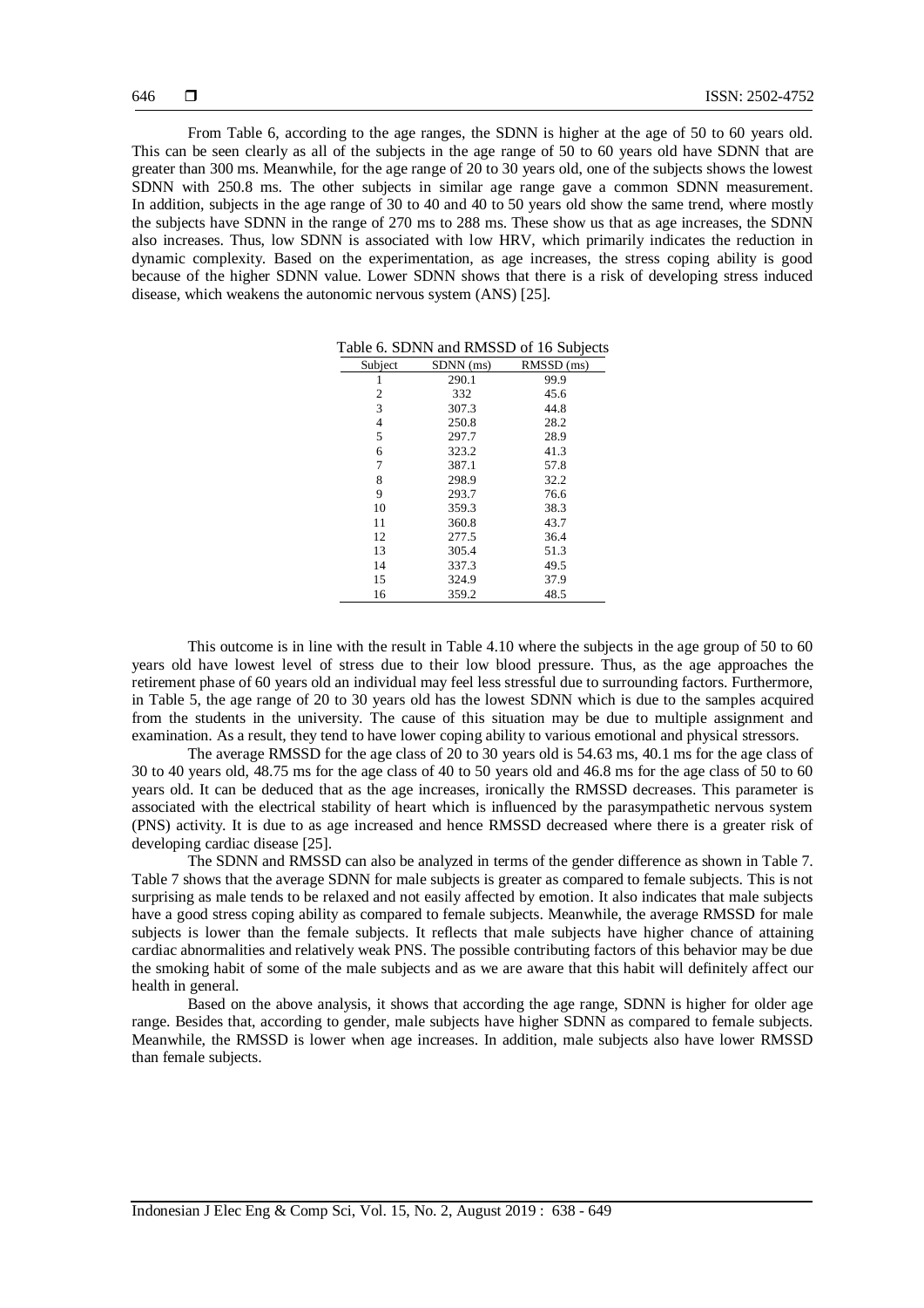From Table 6, according to the age ranges, the SDNN is higher at the age of 50 to 60 years old. This can be seen clearly as all of the subjects in the age range of 50 to 60 years old have SDNN that are greater than 300 ms. Meanwhile, for the age range of 20 to 30 years old, one of the subjects shows the lowest SDNN with 250.8 ms. The other subjects in similar age range gave a common SDNN measurement. In addition, subjects in the age range of 30 to 40 and 40 to 50 years old show the same trend, where mostly the subjects have SDNN in the range of 270 ms to 288 ms. These show us that as age increases, the SDNN also increases. Thus, low SDNN is associated with low HRV, which primarily indicates the reduction in dynamic complexity. Based on the experimentation, as age increases, the stress coping ability is good because of the higher SDNN value. Lower SDNN shows that there is a risk of developing stress induced disease, which weakens the autonomic nervous system (ANS) [25].

Table 6. SDNN and RMSSD of 16 Subjects

| Subject | SDNN (ms) | RMSSD (ms) |
|---|---|---|
| 1 | 290.1 | 99.9 |
| 2 | 332 | 45.6 |
| 3 | 307.3 | 44.8 |
| 4 | 250.8 | 28.2 |
| 5 | 297.7 | 28.9 |
| 6 | 323.2 | 41.3 |
| 7 | 387.1 | 57.8 |
| 8 | 298.9 | 32.2 |
| 9 | 293.7 | 76.6 |
| 10 | 359.3 | 38.3 |
| 11 | 360.8 | 43.7 |
| 12 | 277.5 | 36.4 |
| 13 | 305.4 | 51.3 |
| 14 | 337.3 | 49.5 |
| 15 | 324.9 | 37.9 |
| 16 | 359.2 | 48.5 |

This outcome is in line with the result in Table 4.10 where the subjects in the age group of 50 to 60 years old have lowest level of stress due to their low blood pressure. Thus, as the age approaches the retirement phase of 60 years old an individual may feel less stressful due to surrounding factors. Furthermore, in Table 5, the age range of 20 to 30 years old has the lowest SDNN which is due to the samples acquired from the students in the university. The cause of this situation may be due to multiple assignment and examination. As a result, they tend to have lower coping ability to various emotional and physical stressors.

The average RMSSD for the age class of 20 to 30 years old is 54.63 ms, 40.1 ms for the age class of 30 to 40 years old, 48.75 ms for the age class of 40 to 50 years old and 46.8 ms for the age class of 50 to 60 years old. It can be deduced that as the age increases, ironically the RMSSD decreases. This parameter is associated with the electrical stability of heart which is influenced by the parasympathetic nervous system (PNS) activity. It is due to as age increased and hence RMSSD decreased where there is a greater risk of developing cardiac disease [25].

The SDNN and RMSSD can also be analyzed in terms of the gender difference as shown in Table 7. Table 7 shows that the average SDNN for male subjects is greater as compared to female subjects. This is not surprising as male tends to be relaxed and not easily affected by emotion. It also indicates that male subjects have a good stress coping ability as compared to female subjects. Meanwhile, the average RMSSD for male subjects is lower than the female subjects. It reflects that male subjects have higher chance of attaining cardiac abnormalities and relatively weak PNS. The possible contributing factors of this behavior may be due the smoking habit of some of the male subjects and as we are aware that this habit will definitely affect our health in general.

Based on the above analysis, it shows that according the age range, SDNN is higher for older age range. Besides that, according to gender, male subjects have higher SDNN as compared to female subjects. Meanwhile, the RMSSD is lower when age increases. In addition, male subjects also have lower RMSSD than female subjects.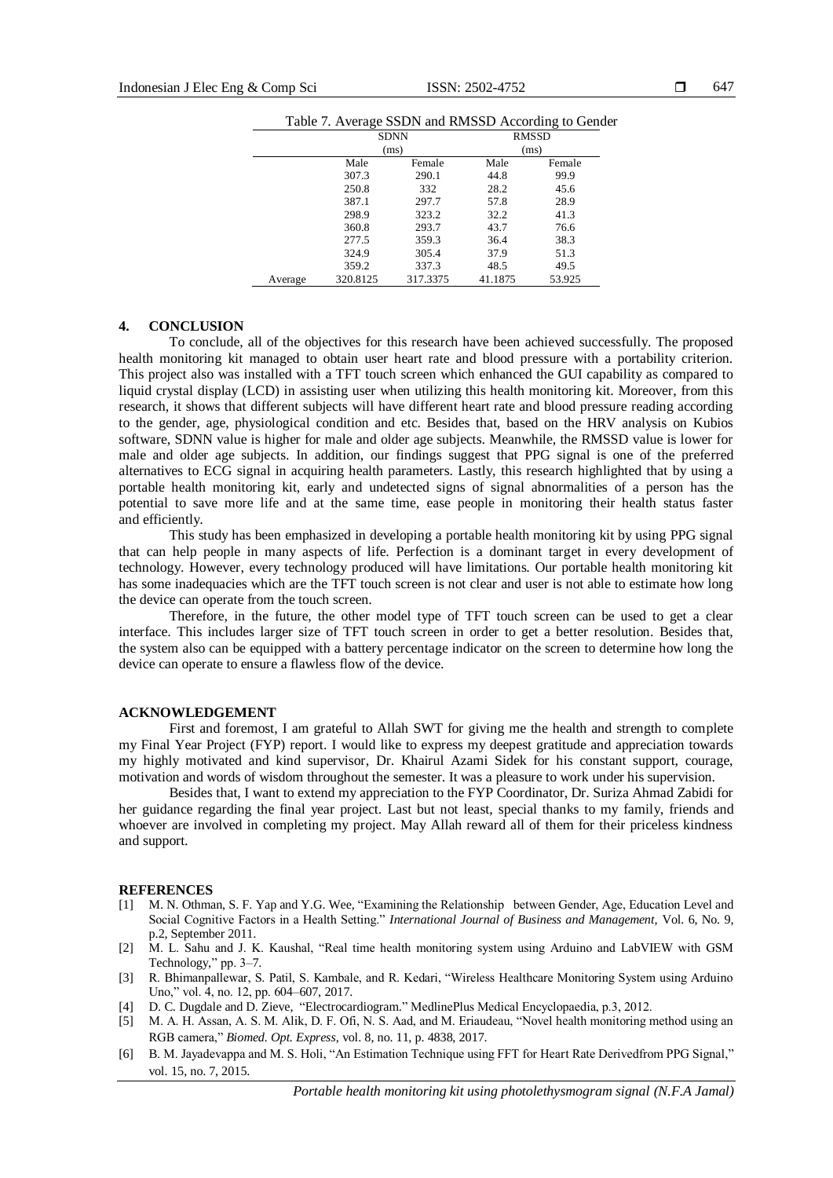Table 7. Average SSDN and RMSSD According to Gender

| | SDNN (ms) | | RMSSD (ms) | |
|---|---|---|---|---|
| | Male | Female | Male | Female |
| | 307.3 | 290.1 | 44.8 | 99.9 |
| | 250.8 | 332 | 28.2 | 45.6 |
| | 387.1 | 297.7 | 57.8 | 28.9 |
| | 298.9 | 323.2 | 32.2 | 41.3 |
| | 360.8 | 293.7 | 43.7 | 76.6 |
| | 277.5 | 359.3 | 36.4 | 38.3 |
| | 324.9 | 305.4 | 37.9 | 51.3 |
| | 359.2 | 337.3 | 48.5 | 49.5 |
| Average | 320.8125 | 317.3375 | 41.1875 | 53.925 |

## 4. CONCLUSION

To conclude, all of the objectives for this research have been achieved successfully. The proposed health monitoring kit managed to obtain user heart rate and blood pressure with a portability criterion. This project also was installed with a TFT touch screen which enhanced the GUI capability as compared to liquid crystal display (LCD) in assisting user when utilizing this health monitoring kit. Moreover, from this research, it shows that different subjects will have different heart rate and blood pressure reading according to the gender, age, physiological condition and etc. Besides that, based on the HRV analysis on Kubios software, SDNN value is higher for male and older age subjects. Meanwhile, the RMSSD value is lower for male and older age subjects. In addition, our findings suggest that PPG signal is one of the preferred alternatives to ECG signal in acquiring health parameters. Lastly, this research highlighted that by using a portable health monitoring kit, early and undetected signs of signal abnormalities of a person has the potential to save more life and at the same time, ease people in monitoring their health status faster and efficiently.

This study has been emphasized in developing a portable health monitoring kit by using PPG signal that can help people in many aspects of life. Perfection is a dominant target in every development of technology. However, every technology produced will have limitations. Our portable health monitoring kit has some inadequacies which are the TFT touch screen is not clear and user is not able to estimate how long the device can operate from the touch screen.

Therefore, in the future, the other model type of TFT touch screen can be used to get a clear interface. This includes larger size of TFT touch screen in order to get a better resolution. Besides that, the system also can be equipped with a battery percentage indicator on the screen to determine how long the device can operate to ensure a flawless flow of the device.

## ACKNOWLEDGEMENT

First and foremost, I am grateful to Allah SWT for giving me the health and strength to complete my Final Year Project (FYP) report. I would like to express my deepest gratitude and appreciation towards my highly motivated and kind supervisor, Dr. Khairul Azami Sidek for his constant support, courage, motivation and words of wisdom throughout the semester. It was a pleasure to work under his supervision.

Besides that, I want to extend my appreciation to the FYP Coordinator, Dr. Suriza Ahmad Zabidi for her guidance regarding the final year project. Last but not least, special thanks to my family, friends and whoever are involved in completing my project. May Allah reward all of them for their priceless kindness and support.

## REFERENCES

[1] M. N. Othman, S. F. Yap and Y.G. Wee, "Examining the Relationship between Gender, Age, Education Level and Social Cognitive Factors in a Health Setting." *International Journal of Business and Management*, Vol. 6, No. 9, p.2, September 2011.

[2] M. L. Sahu and J. K. Kaushal, "Real time health monitoring system using Arduino and LabVIEW with GSM Technology," pp. 3–7.

[3] R. Bhimanpallewar, S. Patil, S. Kambale, and R. Kedari, "Wireless Healthcare Monitoring System using Arduino Uno," vol. 4, no. 12, pp. 604–607, 2017.

[4] D. C. Dugdale and D. Zieve, "Electrocardiogram." MedlinePlus Medical Encyclopaedia, p.3, 2012.

[5] M. A. H. Assan, A. S. M. Alik, D. F. Ofi, N. S. Aad, and M. Eriaudeau, "Novel health monitoring method using an RGB camera," *Biomed. Opt. Express*, vol. 8, no. 11, p. 4838, 2017.

[6] B. M. Jayadevappa and M. S. Holi, "An Estimation Technique using FFT for Heart Rate Derivedfrom PPG Signal," vol. 15, no. 7, 2015.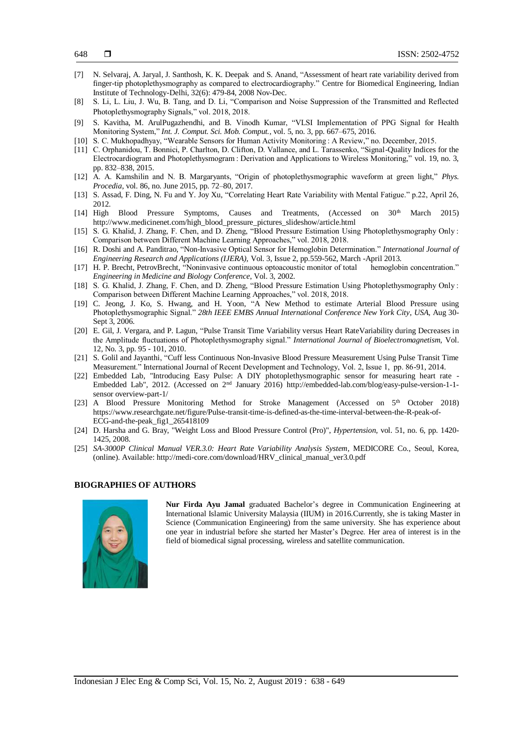[7] N. Selvaraj, A. Jaryal, J. Santhosh, K. K. Deepak and S. Anand, "Assessment of heart rate variability derived from finger-tip photoplethysmography as compared to electrocardiography." Centre for Biomedical Engineering, Indian Institute of Technology-Delhi, 32(6): 479-84, 2008 Nov-Dec.

[8] S. Li, L. Liu, J. Wu, B. Tang, and D. Li, "Comparison and Noise Suppression of the Transmitted and Reflected Photoplethysmography Signals," vol. 2018, 2018.

[9] S. Kavitha, M. ArulPugazhendhi, and B. Vinodh Kumar, "VLSI Implementation of PPG Signal for Health Monitoring System," *Int. J. Comput. Sci. Mob. Comput.*, vol. 5, no. 3, pp. 667–675, 2016.

[10] S. C. Mukhopadhyay, "Wearable Sensors for Human Activity Monitoring : A Review," no. December, 2015.

[11] C. Orphanidou, T. Bonnici, P. Charlton, D. Clifton, D. Vallance, and L. Tarassenko, "Signal-Quality Indices for the Electrocardiogram and Photoplethysmogram : Derivation and Applications to Wireless Monitoring," vol. 19, no. 3, pp. 832–838, 2015.

[12] A. A. Kamshilin and N. B. Margaryants, "Origin of photoplethysmographic waveform at green light," *Phys. Procedia*, vol. 86, no. June 2015, pp. 72–80, 2017.

[13] S. Assad, F. Ding, N. Fu and Y. Joy Xu, "Correlating Heart Rate Variability with Mental Fatigue." p.22, April 26, 2012.

[14] High Blood Pressure Symptoms, Causes and Treatments, (Accessed on 30th March 2015) http://www.medicinenet.com/high_blood_pressure_pictures_slideshow/article.html

[15] S. G. Khalid, J. Zhang, F. Chen, and D. Zheng, "Blood Pressure Estimation Using Photoplethysmography Only : Comparison between Different Machine Learning Approaches," vol. 2018, 2018.

[16] R. Doshi and A. Panditrao, "Non-Invasive Optical Sensor for Hemoglobin Determination." *International Journal of Engineering Research and Applications (IJERA),* Vol. 3, Issue 2, pp.559-562, March -April 2013.

[17] H. P. Brecht, PetrovBrecht, "Noninvasive continuous optoacoustic monitor of total hemoglobin concentration." *Engineering in Medicine and Biology Conference*, Vol. 3, 2002.

[18] S. G. Khalid, J. Zhang, F. Chen, and D. Zheng, "Blood Pressure Estimation Using Photoplethysmography Only : Comparison between Different Machine Learning Approaches," vol. 2018, 2018.

[19] C. Jeong, J. Ko, S. Hwang, and H. Yoon, "A New Method to estimate Arterial Blood Pressure using Photoplethysmographic Signal." *28th IEEE EMBS Annual International Conference New York City, USA,* Aug 30-Sept 3, 2006.

[20] E. Gil, J. Vergara, and P. Lagun, "Pulse Transit Time Variability versus Heart RateVariability during Decreases in the Amplitude fluctuations of Photoplethysmography signal." *International Journal of Bioelectromagnetism,* Vol. 12, No. 3, pp. 95 - 101, 2010.

[21] S. Golil and Jayanthi, "Cuff less Continuous Non-Invasive Blood Pressure Measurement Using Pulse Transit Time Measurement." International Journal of Recent Development and Technology, Vol. 2, Issue 1, pp. 86-91, 2014.

[22] Embedded Lab, "Introducing Easy Pulse: A DIY photoplethysmographic sensor for measuring heart rate - Embedded Lab", 2012. (Accessed on 2nd January 2016) http://embedded-lab.com/blog/easy-pulse-version-1-1-sensor overview-part-1/

[23] A Blood Pressure Monitoring Method for Stroke Management (Accessed on 5th October 2018) https://www.researchgate.net/figure/Pulse-transit-time-is-defined-as-the-time-interval-between-the-R-peak-of-ECG-and-the-peak_fig1_265418109

[24] D. Harsha and G. Bray, "Weight Loss and Blood Pressure Control (Pro)", *Hypertension*, vol. 51, no. 6, pp. 1420-1425, 2008.

[25] *SA-3000P Clinical Manual VER.3.0: Heart Rate Variability Analysis System*, MEDICORE Co., Seoul, Korea, (online). Available: http://medi-core.com/download/HRV_clinical_manual_ver3.0.pdf

## BIOGRAPHIES OF AUTHORS

**Nur Firda Ayu Jamal** graduated Bachelor's degree in Communication Engineering at International Islamic University Malaysia (IIUM) in 2016.Currently, she is taking Master in Science (Communication Engineering) from the same university. She has experience about one year in industrial before she started her Master's Degree. Her area of interest is in the field of biomedical signal processing, wireless and satellite communication.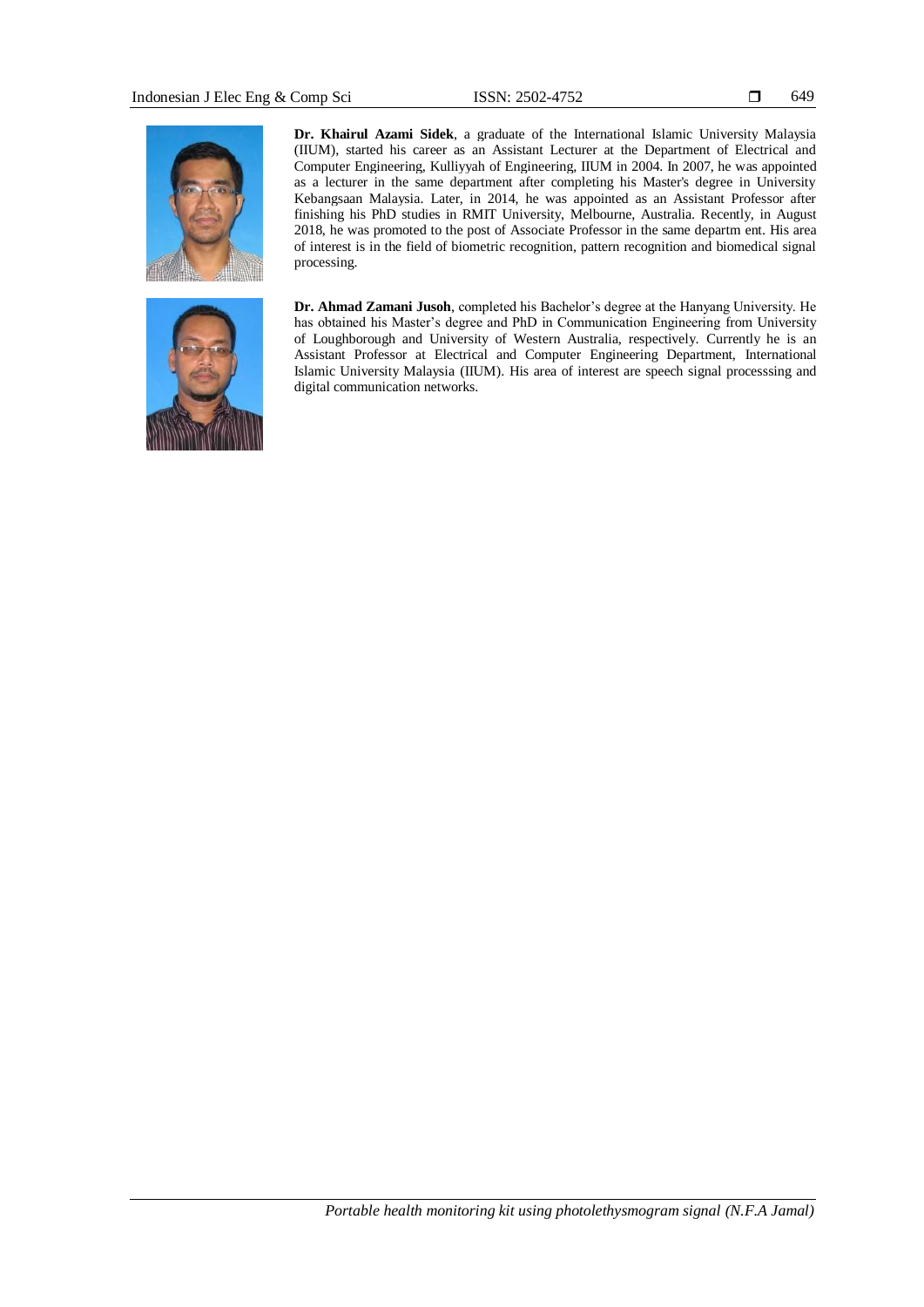**Dr. Khairul Azami Sidek**, a graduate of the International Islamic University Malaysia (IIUM), started his career as an Assistant Lecturer at the Department of Electrical and Computer Engineering, Kulliyyah of Engineering, IIUM in 2004. In 2007, he was appointed as a lecturer in the same department after completing his Master's degree in University Kebangsaan Malaysia. Later, in 2014, he was appointed as an Assistant Professor after finishing his PhD studies in RMIT University, Melbourne, Australia. Recently, in August 2018, he was promoted to the post of Associate Professor in the same departm ent. His area of interest is in the field of biometric recognition, pattern recognition and biomedical signal processing.

**Dr. Ahmad Zamani Jusoh**, completed his Bachelor's degree at the Hanyang University. He has obtained his Master's degree and PhD in Communication Engineering from University of Loughborough and University of Western Australia, respectively. Currently he is an Assistant Professor at Electrical and Computer Engineering Department, International Islamic University Malaysia (IIUM). His area of interest are speech signal processsing and digital communication networks.